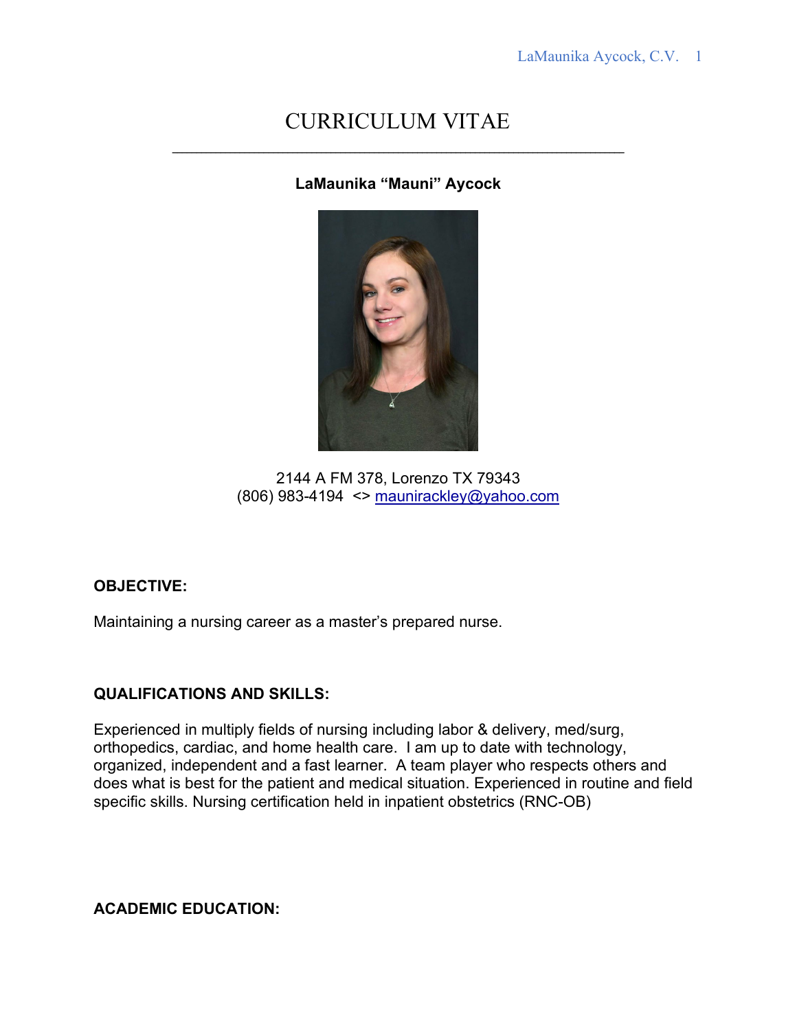# CURRICULUM VITAE

**LaMaunika "Mauni" Aycock**

2144 A FM 378, Lorenzo TX 79343
(806) 983-4194 <> mauniracklely@yahoo.com

### OBJECTIVE:

Maintaining a nursing career as a master's prepared nurse.

### QUALIFICATIONS AND SKILLS:

Experienced in multiply fields of nursing including labor & delivery, med/surg, orthopedics, cardiac, and home health care. I am up to date with technology, organized, independent and a fast learner. A team player who respects others and does what is best for the patient and medical situation. Experienced in routine and field specific skills. Nursing certification held in inpatient obstetrics (RNC-OB)

### ACADEMIC EDUCATION: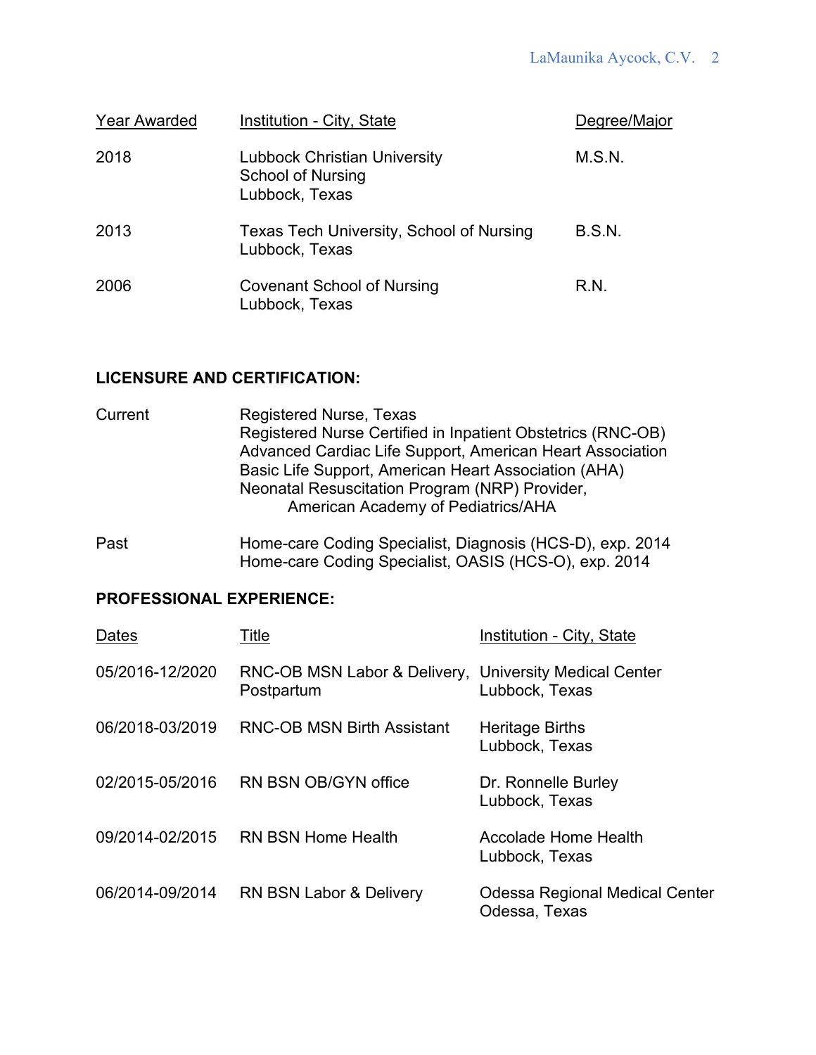| Year Awarded | Institution - City, State | Degree/Major |
|---|---|---|
| 2018 | Lubbock Christian University<br>School of Nursing<br>Lubbock, Texas | M.S.N. |
| 2013 | Texas Tech University, School of Nursing<br>Lubbock, Texas | B.S.N. |
| 2006 | Covenant School of Nursing<br>Lubbock, Texas | R.N. |

## LICENSURE AND CERTIFICATION:

| | |
|---|---|
| Current | Registered Nurse, Texas<br>Registered Nurse Certified in Inpatient Obstetrics (RNC-OB)<br>Advanced Cardiac Life Support, American Heart Association<br>Basic Life Support, American Heart Association (AHA)<br>Neonatal Resuscitation Program (NRP) Provider,<br>American Academy of Pediatrics/AHA |
| Past | Home-care Coding Specialist, Diagnosis (HCS-D), exp. 2014<br>Home-care Coding Specialist, OASIS (HCS-O), exp. 2014 |

## PROFESSIONAL EXPERIENCE:

| Dates | Title | Institution - City, State |
|---|---|---|
| 05/2016-12/2020 | RNC-OB MSN Labor & Delivery, Postpartum | University Medical Center<br>Lubbock, Texas |
| 06/2018-03/2019 | RNC-OB MSN Birth Assistant | Heritage Births<br>Lubbock, Texas |
| 02/2015-05/2016 | RN BSN OB/GYN office | Dr. Ronnelle Burley<br>Lubbock, Texas |
| 09/2014-02/2015 | RN BSN Home Health | Accolade Home Health<br>Lubbock, Texas |
| 06/2014-09/2014 | RN BSN Labor & Delivery | Odessa Regional Medical Center<br>Odessa, Texas |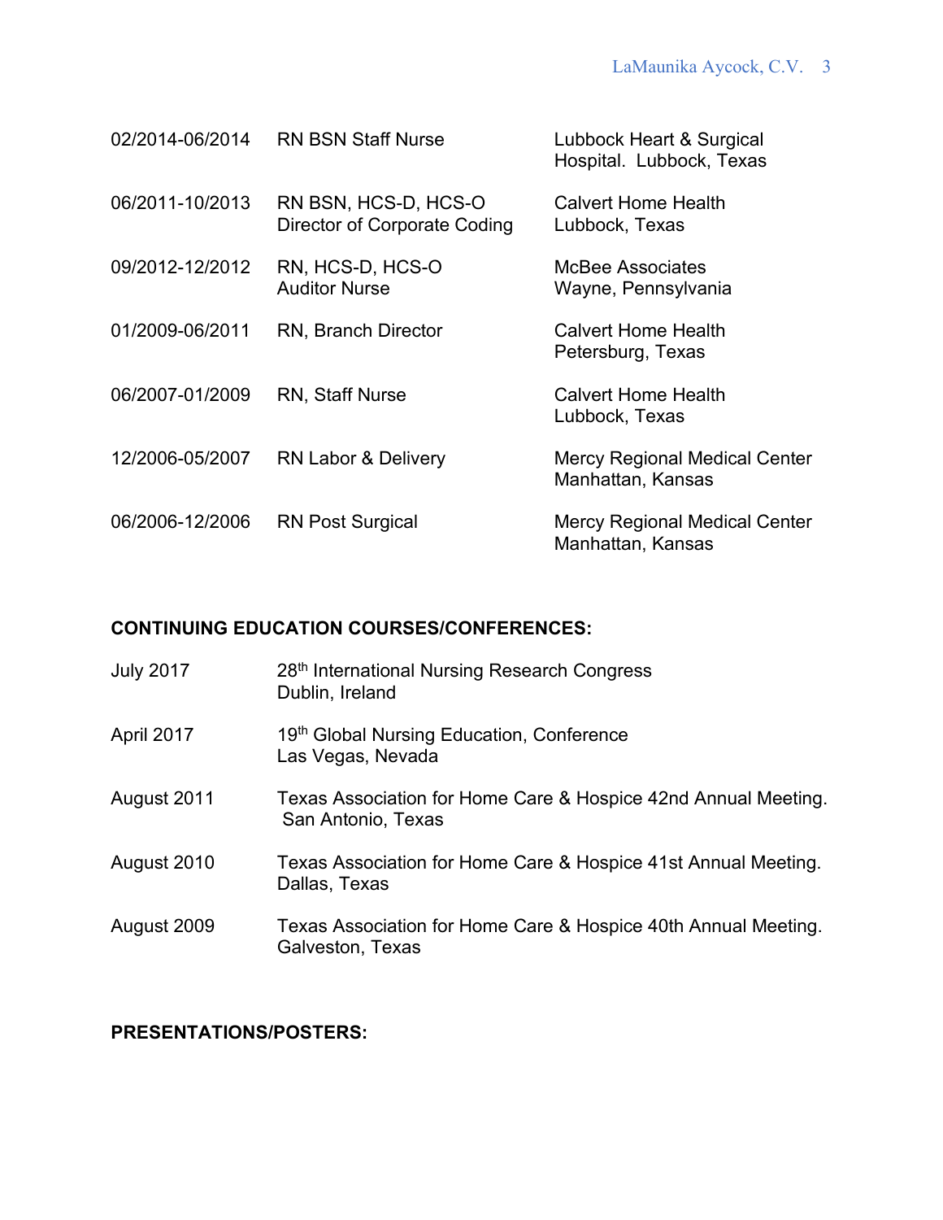| | | |
|---|---|---|
| 02/2014-06/2014 | RN BSN Staff Nurse | Lubbock Heart & Surgical Hospital. Lubbock, Texas |
| 06/2011-10/2013 | RN BSN, HCS-D, HCS-O Director of Corporate Coding | Calvert Home Health Lubbock, Texas |
| 09/2012-12/2012 | RN, HCS-D, HCS-O Auditor Nurse | McBee Associates Wayne, Pennsylvania |
| 01/2009-06/2011 | RN, Branch Director | Calvert Home Health Petersburg, Texas |
| 06/2007-01/2009 | RN, Staff Nurse | Calvert Home Health Lubbock, Texas |
| 12/2006-05/2007 | RN Labor & Delivery | Mercy Regional Medical Center Manhattan, Kansas |
| 06/2006-12/2006 | RN Post Surgical | Mercy Regional Medical Center Manhattan, Kansas |

**CONTINUING EDUCATION COURSES/CONFERENCES:**

| | |
|---|---|
| July 2017 | 28th International Nursing Research Congress Dublin, Ireland |
| April 2017 | 19th Global Nursing Education, Conference Las Vegas, Nevada |
| August 2011 | Texas Association for Home Care & Hospice 42nd Annual Meeting. San Antonio, Texas |
| August 2010 | Texas Association for Home Care & Hospice 41st Annual Meeting. Dallas, Texas |
| August 2009 | Texas Association for Home Care & Hospice 40th Annual Meeting. Galveston, Texas |

**PRESENTATIONS/POSTERS:**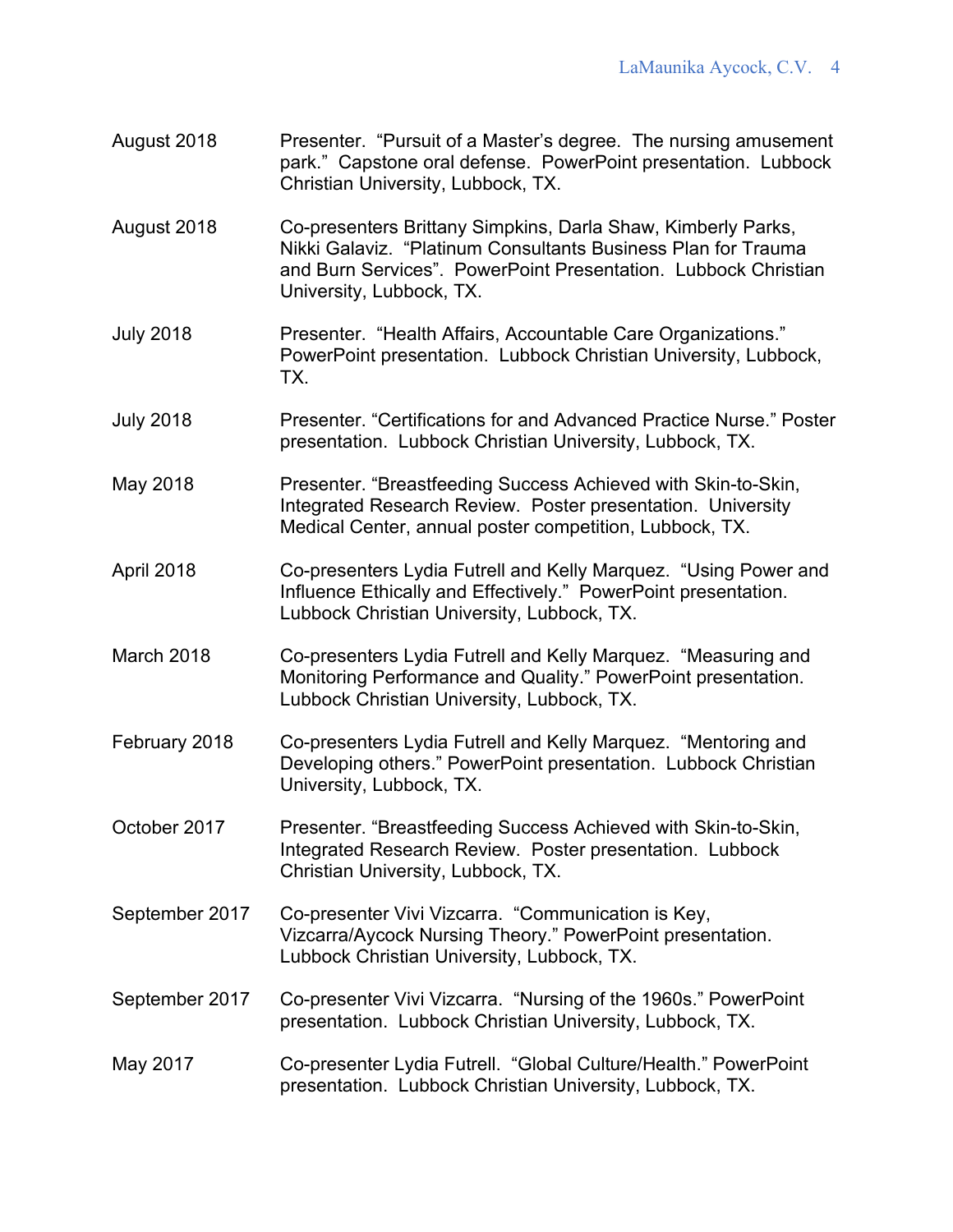| | |
|---|---|
| August 2018 | Presenter. "Pursuit of a Master's degree. The nursing amusement park." Capstone oral defense. PowerPoint presentation. Lubbock Christian University, Lubbock, TX. |
| August 2018 | Co-presenters Brittany Simpkins, Darla Shaw, Kimberly Parks, Nikki Galaviz. "Platinum Consultants Business Plan for Trauma and Burn Services". PowerPoint Presentation. Lubbock Christian University, Lubbock, TX. |
| July 2018 | Presenter. "Health Affairs, Accountable Care Organizations." PowerPoint presentation. Lubbock Christian University, Lubbock, TX. |
| July 2018 | Presenter. "Certifications for and Advanced Practice Nurse." Poster presentation. Lubbock Christian University, Lubbock, TX. |
| May 2018 | Presenter. "Breastfeeding Success Achieved with Skin-to-Skin, Integrated Research Review. Poster presentation. University Medical Center, annual poster competition, Lubbock, TX. |
| April 2018 | Co-presenters Lydia Futrell and Kelly Marquez. "Using Power and Influence Ethically and Effectively." PowerPoint presentation. Lubbock Christian University, Lubbock, TX. |
| March 2018 | Co-presenters Lydia Futrell and Kelly Marquez. "Measuring and Monitoring Performance and Quality." PowerPoint presentation. Lubbock Christian University, Lubbock, TX. |
| February 2018 | Co-presenters Lydia Futrell and Kelly Marquez. "Mentoring and Developing others." PowerPoint presentation. Lubbock Christian University, Lubbock, TX. |
| October 2017 | Presenter. "Breastfeeding Success Achieved with Skin-to-Skin, Integrated Research Review. Poster presentation. Lubbock Christian University, Lubbock, TX. |
| September 2017 | Co-presenter Vivi Vizcarra. "Communication is Key, Vizcarra/Aycock Nursing Theory." PowerPoint presentation. Lubbock Christian University, Lubbock, TX. |
| September 2017 | Co-presenter Vivi Vizcarra. "Nursing of the 1960s." PowerPoint presentation. Lubbock Christian University, Lubbock, TX. |
| May 2017 | Co-presenter Lydia Futrell. "Global Culture/Health." PowerPoint presentation. Lubbock Christian University, Lubbock, TX. |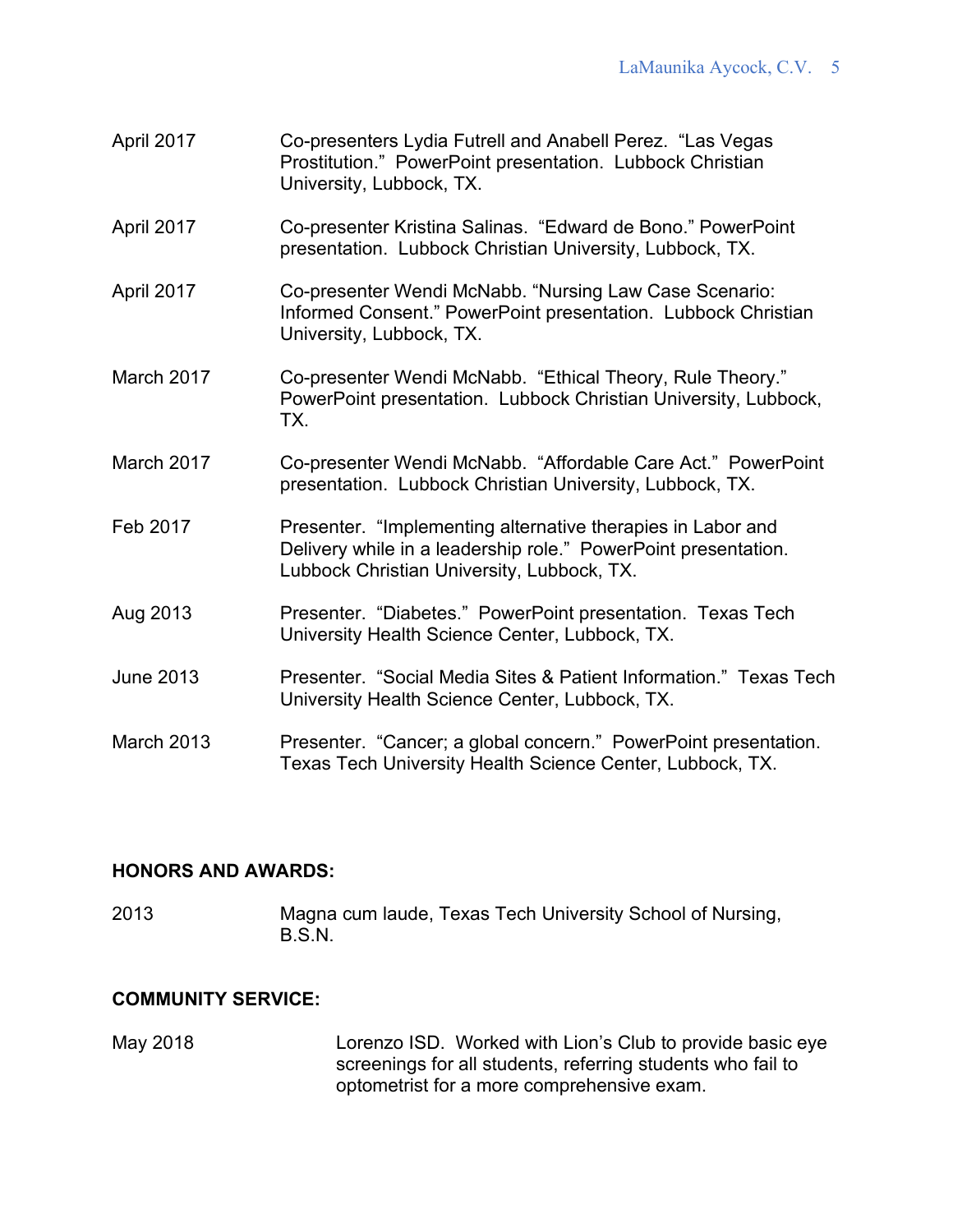| | |
|---|---|
| April 2017 | Co-presenters Lydia Futrell and Anabell Perez. "Las Vegas Prostitution." PowerPoint presentation. Lubbock Christian University, Lubbock, TX. |
| April 2017 | Co-presenter Kristina Salinas. "Edward de Bono." PowerPoint presentation. Lubbock Christian University, Lubbock, TX. |
| April 2017 | Co-presenter Wendi McNabb. "Nursing Law Case Scenario: Informed Consent." PowerPoint presentation. Lubbock Christian University, Lubbock, TX. |
| March 2017 | Co-presenter Wendi McNabb. "Ethical Theory, Rule Theory." PowerPoint presentation. Lubbock Christian University, Lubbock, TX. |
| March 2017 | Co-presenter Wendi McNabb. "Affordable Care Act." PowerPoint presentation. Lubbock Christian University, Lubbock, TX. |
| Feb 2017 | Presenter. "Implementing alternative therapies in Labor and Delivery while in a leadership role." PowerPoint presentation. Lubbock Christian University, Lubbock, TX. |
| Aug 2013 | Presenter. "Diabetes." PowerPoint presentation. Texas Tech University Health Science Center, Lubbock, TX. |
| June 2013 | Presenter. "Social Media Sites & Patient Information." Texas Tech University Health Science Center, Lubbock, TX. |
| March 2013 | Presenter. "Cancer; a global concern." PowerPoint presentation. Texas Tech University Health Science Center, Lubbock, TX. |

**HONORS AND AWARDS:**

| | |
|---|---|
| 2013 | Magna cum laude, Texas Tech University School of Nursing, B.S.N. |

**COMMUNITY SERVICE:**

| | |
|---|---|
| May 2018 | Lorenzo ISD. Worked with Lion's Club to provide basic eye screenings for all students, referring students who fail to optometrist for a more comprehensive exam. |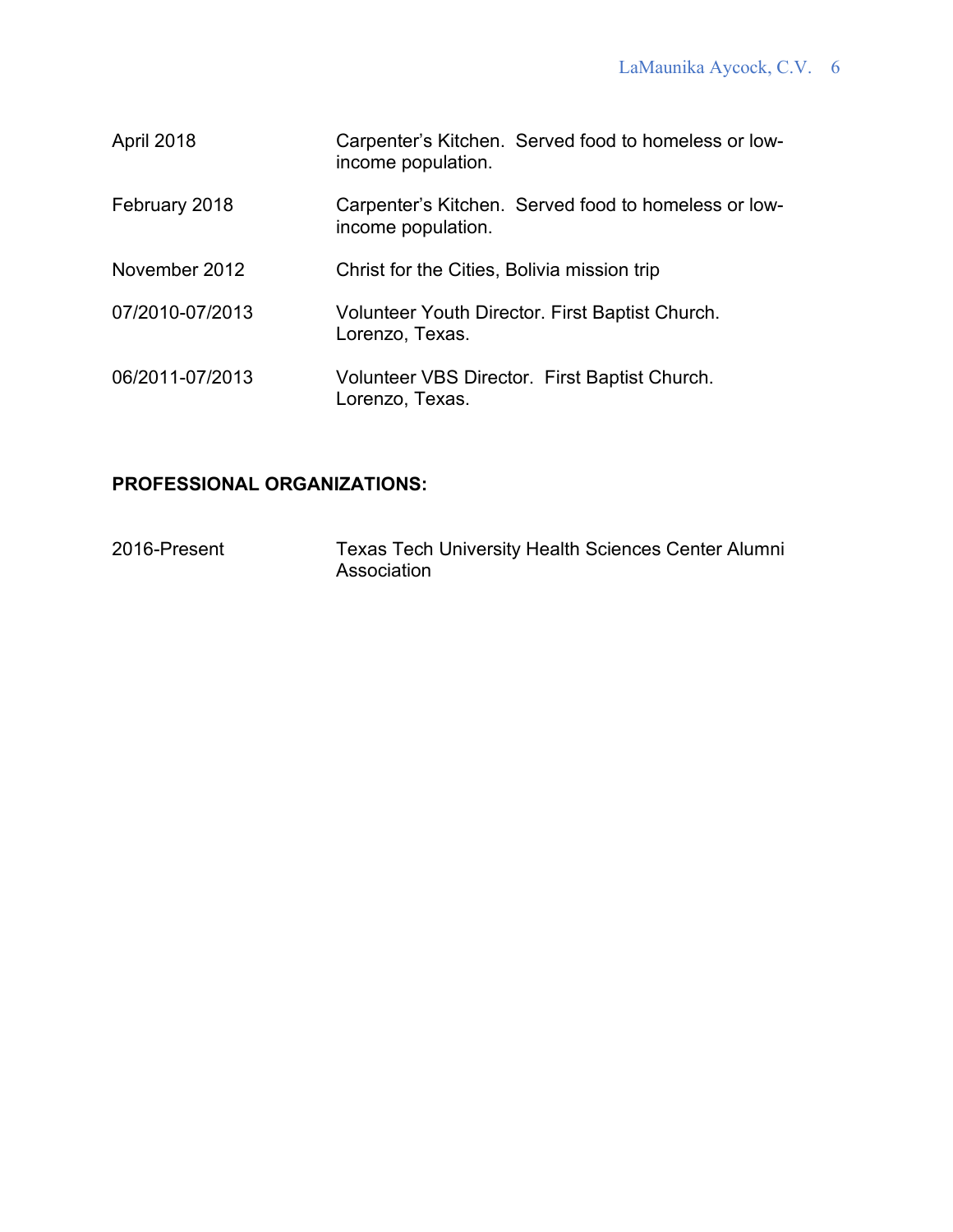| | |
|---|---|
| April 2018 | Carpenter's Kitchen.  Served food to homeless or low-income population. |
| February 2018 | Carpenter's Kitchen.  Served food to homeless or low-income population. |
| November 2012 | Christ for the Cities, Bolivia mission trip |
| 07/2010-07/2013 | Volunteer Youth Director. First Baptist Church. Lorenzo, Texas. |
| 06/2011-07/2013 | Volunteer VBS Director.  First Baptist Church. Lorenzo, Texas. |

**PROFESSIONAL ORGANIZATIONS:**

| | |
|---|---|
| 2016-Present | Texas Tech University Health Sciences Center Alumni Association |